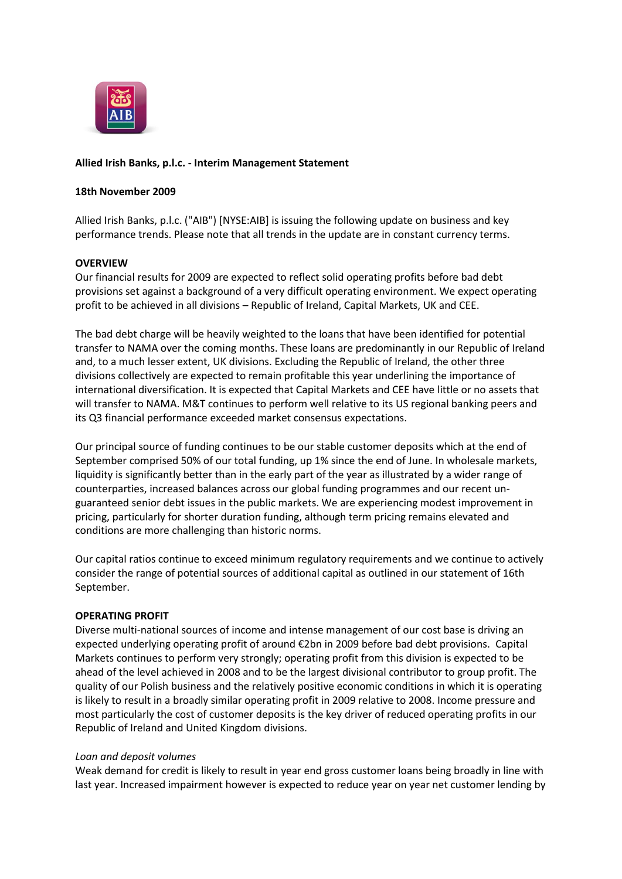**Allied Irish Banks, p.l.c. - Interim Management Statement**

**18th November 2009**

Allied Irish Banks, p.l.c. ("AIB") [NYSE:AIB] is issuing the following update on business and key performance trends. Please note that all trends in the update are in constant currency terms.

**OVERVIEW**

Our financial results for 2009 are expected to reflect solid operating profits before bad debt provisions set against a background of a very difficult operating environment. We expect operating profit to be achieved in all divisions – Republic of Ireland, Capital Markets, UK and CEE.

The bad debt charge will be heavily weighted to the loans that have been identified for potential transfer to NAMA over the coming months. These loans are predominantly in our Republic of Ireland and, to a much lesser extent, UK divisions. Excluding the Republic of Ireland, the other three divisions collectively are expected to remain profitable this year underlining the importance of international diversification. It is expected that Capital Markets and CEE have little or no assets that will transfer to NAMA. M&T continues to perform well relative to its US regional banking peers and its Q3 financial performance exceeded market consensus expectations.

Our principal source of funding continues to be our stable customer deposits which at the end of September comprised 50% of our total funding, up 1% since the end of June. In wholesale markets, liquidity is significantly better than in the early part of the year as illustrated by a wider range of counterparties, increased balances across our global funding programmes and our recent un-guaranteed senior debt issues in the public markets. We are experiencing modest improvement in pricing, particularly for shorter duration funding, although term pricing remains elevated and conditions are more challenging than historic norms.

Our capital ratios continue to exceed minimum regulatory requirements and we continue to actively consider the range of potential sources of additional capital as outlined in our statement of 16th September.

**OPERATING PROFIT**

Diverse multi-national sources of income and intense management of our cost base is driving an expected underlying operating profit of around €2bn in 2009 before bad debt provisions. Capital Markets continues to perform very strongly; operating profit from this division is expected to be ahead of the level achieved in 2008 and to be the largest divisional contributor to group profit. The quality of our Polish business and the relatively positive economic conditions in which it is operating is likely to result in a broadly similar operating profit in 2009 relative to 2008. Income pressure and most particularly the cost of customer deposits is the key driver of reduced operating profits in our Republic of Ireland and United Kingdom divisions.

*Loan and deposit volumes*

Weak demand for credit is likely to result in year end gross customer loans being broadly in line with last year. Increased impairment however is expected to reduce year on year net customer lending by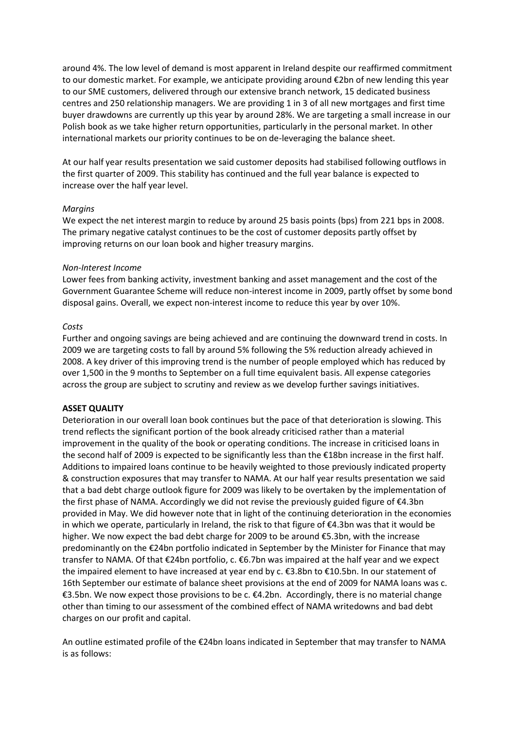around 4%. The low level of demand is most apparent in Ireland despite our reaffirmed commitment to our domestic market. For example, we anticipate providing around €2bn of new lending this year to our SME customers, delivered through our extensive branch network, 15 dedicated business centres and 250 relationship managers. We are providing 1 in 3 of all new mortgages and first time buyer drawdowns are currently up this year by around 28%. We are targeting a small increase in our Polish book as we take higher return opportunities, particularly in the personal market. In other international markets our priority continues to be on de-leveraging the balance sheet.

At our half year results presentation we said customer deposits had stabilised following outflows in the first quarter of 2009. This stability has continued and the full year balance is expected to increase over the half year level.

*Margins*

We expect the net interest margin to reduce by around 25 basis points (bps) from 221 bps in 2008. The primary negative catalyst continues to be the cost of customer deposits partly offset by improving returns on our loan book and higher treasury margins.

*Non-Interest Income*

Lower fees from banking activity, investment banking and asset management and the cost of the Government Guarantee Scheme will reduce non-interest income in 2009, partly offset by some bond disposal gains. Overall, we expect non-interest income to reduce this year by over 10%.

*Costs*

Further and ongoing savings are being achieved and are continuing the downward trend in costs. In 2009 we are targeting costs to fall by around 5% following the 5% reduction already achieved in 2008. A key driver of this improving trend is the number of people employed which has reduced by over 1,500 in the 9 months to September on a full time equivalent basis. All expense categories across the group are subject to scrutiny and review as we develop further savings initiatives.

**ASSET QUALITY**

Deterioration in our overall loan book continues but the pace of that deterioration is slowing. This trend reflects the significant portion of the book already criticised rather than a material improvement in the quality of the book or operating conditions. The increase in criticised loans in the second half of 2009 is expected to be significantly less than the €18bn increase in the first half. Additions to impaired loans continue to be heavily weighted to those previously indicated property & construction exposures that may transfer to NAMA. At our half year results presentation we said that a bad debt charge outlook figure for 2009 was likely to be overtaken by the implementation of the first phase of NAMA. Accordingly we did not revise the previously guided figure of €4.3bn provided in May. We did however note that in light of the continuing deterioration in the economies in which we operate, particularly in Ireland, the risk to that figure of €4.3bn was that it would be higher. We now expect the bad debt charge for 2009 to be around €5.3bn, with the increase predominantly on the €24bn portfolio indicated in September by the Minister for Finance that may transfer to NAMA. Of that €24bn portfolio, c. €6.7bn was impaired at the half year and we expect the impaired element to have increased at year end by c. €3.8bn to €10.5bn. In our statement of 16th September our estimate of balance sheet provisions at the end of 2009 for NAMA loans was c. €3.5bn. We now expect those provisions to be c. €4.2bn. Accordingly, there is no material change other than timing to our assessment of the combined effect of NAMA writedowns and bad debt charges on our profit and capital.

An outline estimated profile of the €24bn loans indicated in September that may transfer to NAMA is as follows: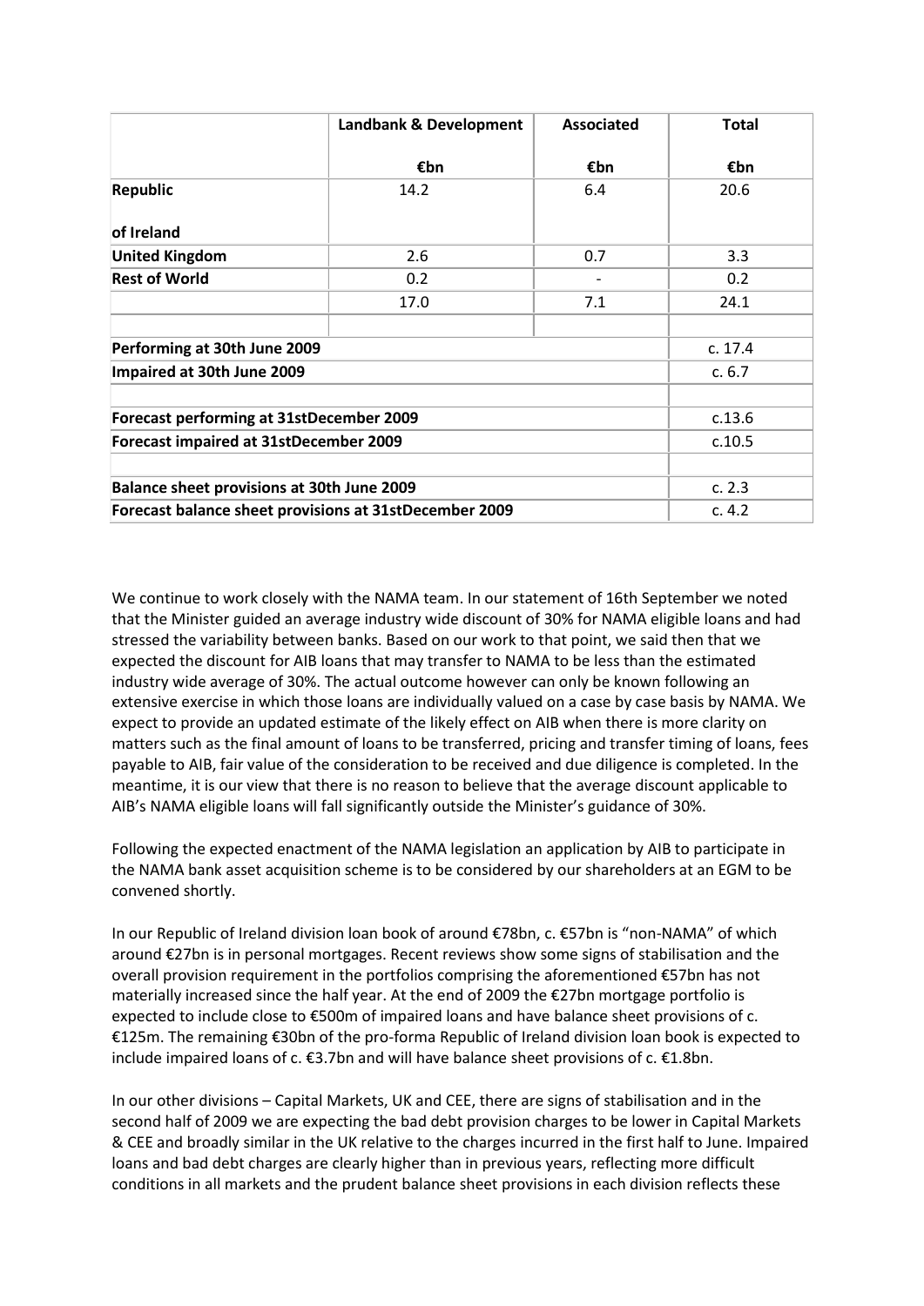| | Landbank & Development | Associated | Total |
|---|---|---|---|
| | €bn | €bn | €bn |
| **Republic of Ireland** | 14.2 | 6.4 | 20.6 |
| **United Kingdom** | 2.6 | 0.7 | 3.3 |
| **Rest of World** | 0.2 | - | 0.2 |
| | 17.0 | 7.1 | 24.1 |
| | | | |
| **Performing at 30th June 2009** | | | c. 17.4 |
| **Impaired at 30th June 2009** | | | c. 6.7 |
| | | | |
| **Forecast performing at 31stDecember 2009** | | | c.13.6 |
| **Forecast impaired at 31stDecember 2009** | | | c.10.5 |
| | | | |
| **Balance sheet provisions at 30th June 2009** | | | c. 2.3 |
| **Forecast balance sheet provisions at 31stDecember 2009** | | | c. 4.2 |

We continue to work closely with the NAMA team. In our statement of 16th September we noted that the Minister guided an average industry wide discount of 30% for NAMA eligible loans and had stressed the variability between banks. Based on our work to that point, we said then that we expected the discount for AIB loans that may transfer to NAMA to be less than the estimated industry wide average of 30%. The actual outcome however can only be known following an extensive exercise in which those loans are individually valued on a case by case basis by NAMA. We expect to provide an updated estimate of the likely effect on AIB when there is more clarity on matters such as the final amount of loans to be transferred, pricing and transfer timing of loans, fees payable to AIB, fair value of the consideration to be received and due diligence is completed. In the meantime, it is our view that there is no reason to believe that the average discount applicable to AIB's NAMA eligible loans will fall significantly outside the Minister's guidance of 30%.

Following the expected enactment of the NAMA legislation an application by AIB to participate in the NAMA bank asset acquisition scheme is to be considered by our shareholders at an EGM to be convened shortly.

In our Republic of Ireland division loan book of around €78bn, c. €57bn is "non-NAMA" of which around €27bn is in personal mortgages. Recent reviews show some signs of stabilisation and the overall provision requirement in the portfolios comprising the aforementioned €57bn has not materially increased since the half year. At the end of 2009 the €27bn mortgage portfolio is expected to include close to €500m of impaired loans and have balance sheet provisions of c. €125m. The remaining €30bn of the pro-forma Republic of Ireland division loan book is expected to include impaired loans of c. €3.7bn and will have balance sheet provisions of c. €1.8bn.

In our other divisions – Capital Markets, UK and CEE, there are signs of stabilisation and in the second half of 2009 we are expecting the bad debt provision charges to be lower in Capital Markets & CEE and broadly similar in the UK relative to the charges incurred in the first half to June. Impaired loans and bad debt charges are clearly higher than in previous years, reflecting more difficult conditions in all markets and the prudent balance sheet provisions in each division reflects these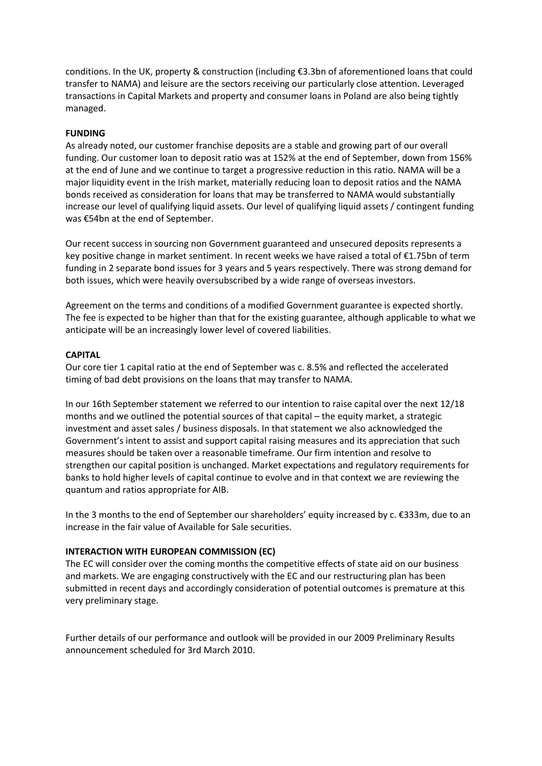conditions. In the UK, property & construction (including €3.3bn of aforementioned loans that could transfer to NAMA) and leisure are the sectors receiving our particularly close attention. Leveraged transactions in Capital Markets and property and consumer loans in Poland are also being tightly managed.

**FUNDING**

As already noted, our customer franchise deposits are a stable and growing part of our overall funding. Our customer loan to deposit ratio was at 152% at the end of September, down from 156% at the end of June and we continue to target a progressive reduction in this ratio. NAMA will be a major liquidity event in the Irish market, materially reducing loan to deposit ratios and the NAMA bonds received as consideration for loans that may be transferred to NAMA would substantially increase our level of qualifying liquid assets. Our level of qualifying liquid assets / contingent funding was €54bn at the end of September.

Our recent success in sourcing non Government guaranteed and unsecured deposits represents a key positive change in market sentiment. In recent weeks we have raised a total of €1.75bn of term funding in 2 separate bond issues for 3 years and 5 years respectively. There was strong demand for both issues, which were heavily oversubscribed by a wide range of overseas investors.

Agreement on the terms and conditions of a modified Government guarantee is expected shortly. The fee is expected to be higher than that for the existing guarantee, although applicable to what we anticipate will be an increasingly lower level of covered liabilities.

**CAPITAL**

Our core tier 1 capital ratio at the end of September was c. 8.5% and reflected the accelerated timing of bad debt provisions on the loans that may transfer to NAMA.

In our 16th September statement we referred to our intention to raise capital over the next 12/18 months and we outlined the potential sources of that capital – the equity market, a strategic investment and asset sales / business disposals. In that statement we also acknowledged the Government's intent to assist and support capital raising measures and its appreciation that such measures should be taken over a reasonable timeframe. Our firm intention and resolve to strengthen our capital position is unchanged. Market expectations and regulatory requirements for banks to hold higher levels of capital continue to evolve and in that context we are reviewing the quantum and ratios appropriate for AIB.

In the 3 months to the end of September our shareholders' equity increased by c. €333m, due to an increase in the fair value of Available for Sale securities.

**INTERACTION WITH EUROPEAN COMMISSION (EC)**

The EC will consider over the coming months the competitive effects of state aid on our business and markets. We are engaging constructively with the EC and our restructuring plan has been submitted in recent days and accordingly consideration of potential outcomes is premature at this very preliminary stage.

Further details of our performance and outlook will be provided in our 2009 Preliminary Results announcement scheduled for 3rd March 2010.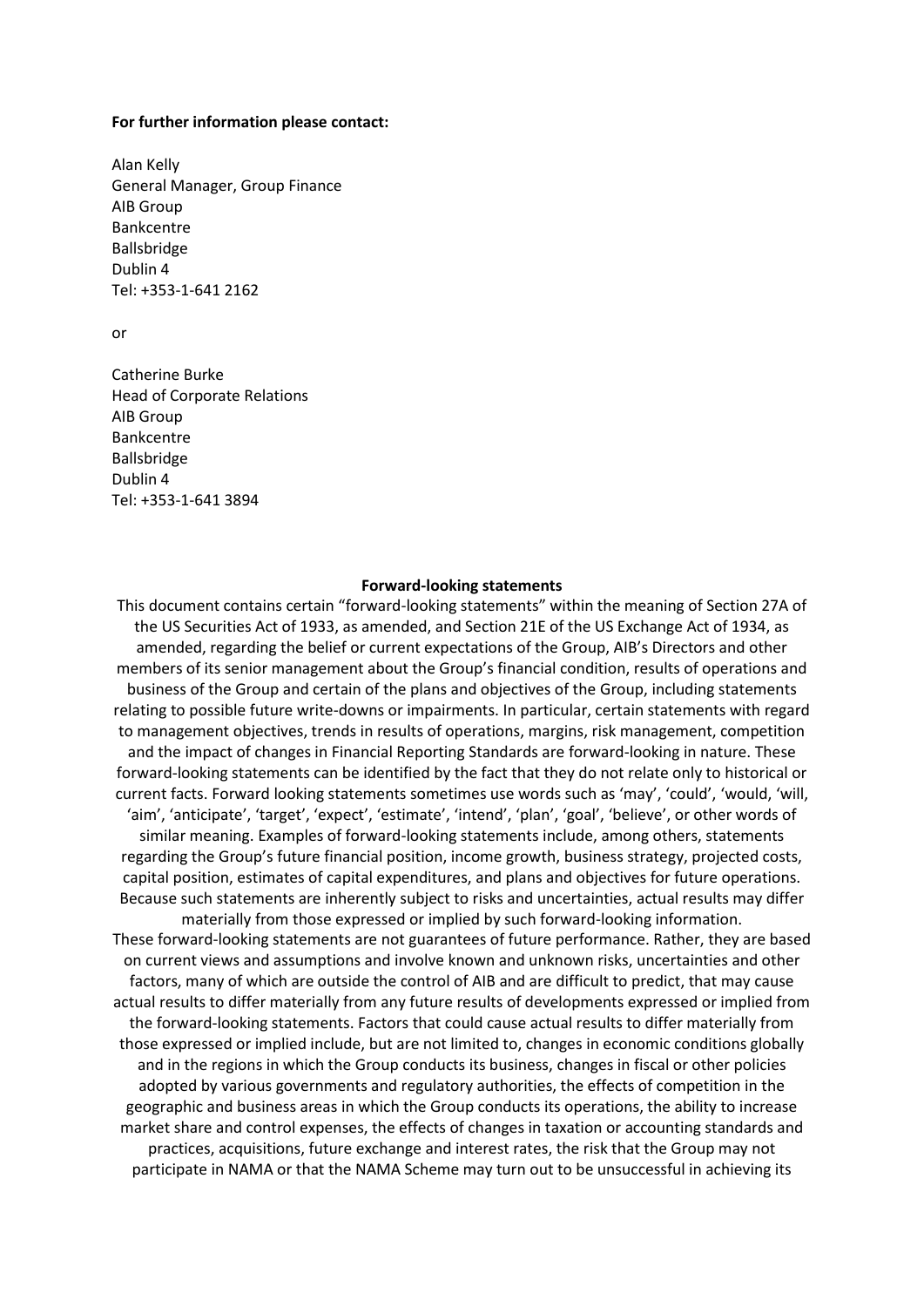**For further information please contact:**

Alan Kelly
General Manager, Group Finance
AIB Group
Bankcentre
Ballsbridge
Dublin 4
Tel: +353-1-641 2162

or

Catherine Burke
Head of Corporate Relations
AIB Group
Bankcentre
Ballsbridge
Dublin 4
Tel: +353-1-641 3894

**Forward-looking statements**

This document contains certain "forward-looking statements" within the meaning of Section 27A of the US Securities Act of 1933, as amended, and Section 21E of the US Exchange Act of 1934, as amended, regarding the belief or current expectations of the Group, AIB's Directors and other members of its senior management about the Group's financial condition, results of operations and business of the Group and certain of the plans and objectives of the Group, including statements relating to possible future write-downs or impairments. In particular, certain statements with regard to management objectives, trends in results of operations, margins, risk management, competition and the impact of changes in Financial Reporting Standards are forward-looking in nature. These forward-looking statements can be identified by the fact that they do not relate only to historical or current facts. Forward looking statements sometimes use words such as 'may', 'could', 'would, 'will, 'aim', 'anticipate', 'target', 'expect', 'estimate', 'intend', 'plan', 'goal', 'believe', or other words of similar meaning. Examples of forward-looking statements include, among others, statements regarding the Group's future financial position, income growth, business strategy, projected costs, capital position, estimates of capital expenditures, and plans and objectives for future operations. Because such statements are inherently subject to risks and uncertainties, actual results may differ materially from those expressed or implied by such forward-looking information.

These forward-looking statements are not guarantees of future performance. Rather, they are based on current views and assumptions and involve known and unknown risks, uncertainties and other factors, many of which are outside the control of AIB and are difficult to predict, that may cause actual results to differ materially from any future results of developments expressed or implied from the forward-looking statements. Factors that could cause actual results to differ materially from those expressed or implied include, but are not limited to, changes in economic conditions globally and in the regions in which the Group conducts its business, changes in fiscal or other policies adopted by various governments and regulatory authorities, the effects of competition in the geographic and business areas in which the Group conducts its operations, the ability to increase market share and control expenses, the effects of changes in taxation or accounting standards and practices, acquisitions, future exchange and interest rates, the risk that the Group may not participate in NAMA or that the NAMA Scheme may turn out to be unsuccessful in achieving its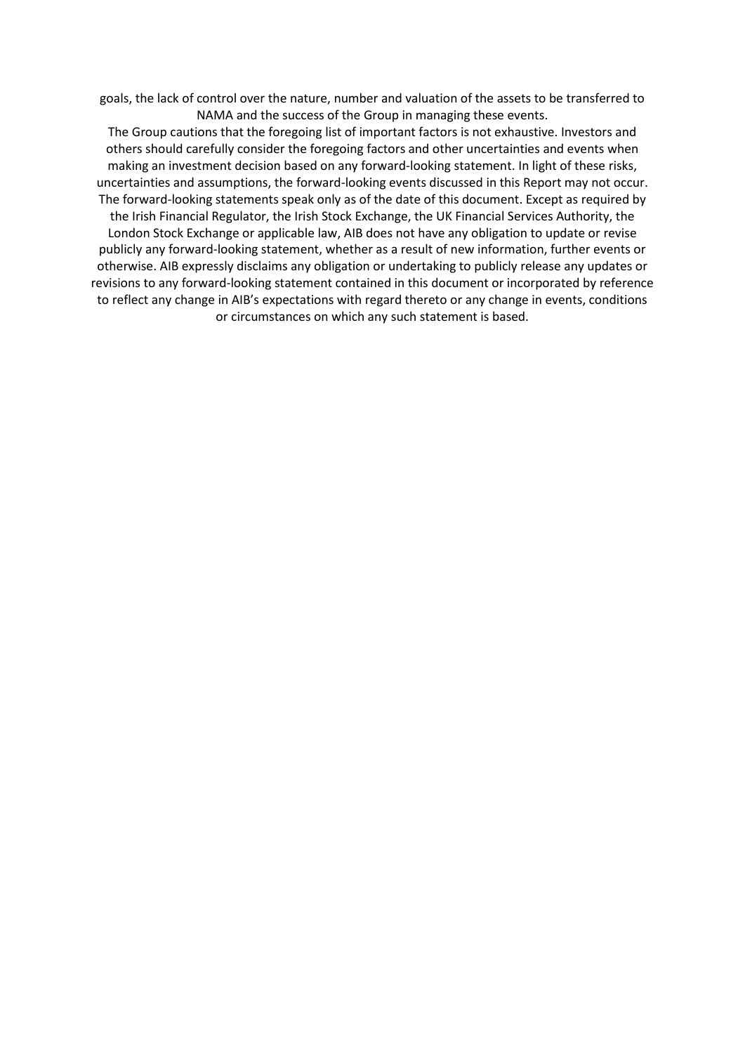goals, the lack of control over the nature, number and valuation of the assets to be transferred to NAMA and the success of the Group in managing these events.

The Group cautions that the foregoing list of important factors is not exhaustive. Investors and others should carefully consider the foregoing factors and other uncertainties and events when making an investment decision based on any forward-looking statement. In light of these risks, uncertainties and assumptions, the forward-looking events discussed in this Report may not occur. The forward-looking statements speak only as of the date of this document. Except as required by the Irish Financial Regulator, the Irish Stock Exchange, the UK Financial Services Authority, the London Stock Exchange or applicable law, AIB does not have any obligation to update or revise publicly any forward-looking statement, whether as a result of new information, further events or otherwise. AIB expressly disclaims any obligation or undertaking to publicly release any updates or revisions to any forward-looking statement contained in this document or incorporated by reference to reflect any change in AIB's expectations with regard thereto or any change in events, conditions or circumstances on which any such statement is based.